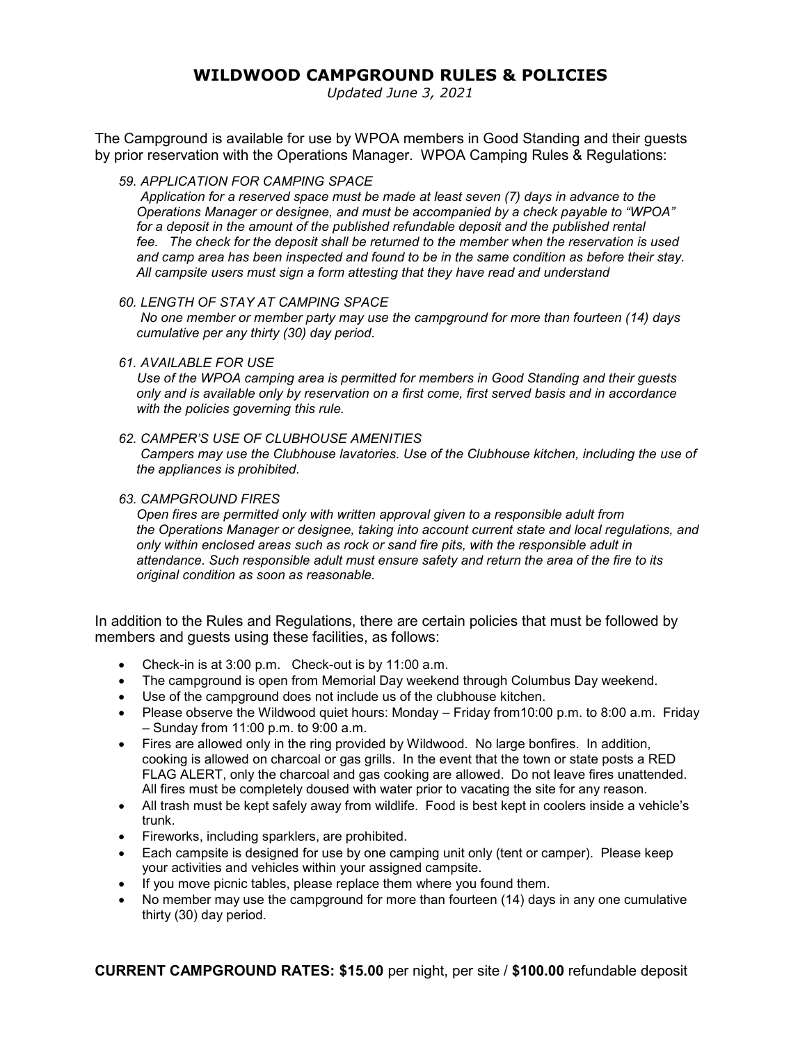# WILDWOOD CAMPGROUND RULES & POLICIES

*Updated June 3, 2021*

The Campground is available for use by WPOA members in Good Standing and their guests by prior reservation with the Operations Manager. WPOA Camping Rules & Regulations:

*59. APPLICATION FOR CAMPING SPACE*
*Application for a reserved space must be made at least seven (7) days in advance to the Operations Manager or designee, and must be accompanied by a check payable to "WPOA" for a deposit in the amount of the published refundable deposit and the published rental fee. The check for the deposit shall be returned to the member when the reservation is used and camp area has been inspected and found to be in the same condition as before their stay. All campsite users must sign a form attesting that they have read and understand*

*60. LENGTH OF STAY AT CAMPING SPACE*
*No one member or member party may use the campground for more than fourteen (14) days cumulative per any thirty (30) day period.*

*61. AVAILABLE FOR USE*
*Use of the WPOA camping area is permitted for members in Good Standing and their guests only and is available only by reservation on a first come, first served basis and in accordance with the policies governing this rule.*

*62. CAMPER'S USE OF CLUBHOUSE AMENITIES*
*Campers may use the Clubhouse lavatories. Use of the Clubhouse kitchen, including the use of the appliances is prohibited.*

*63. CAMPGROUND FIRES*
*Open fires are permitted only with written approval given to a responsible adult from the Operations Manager or designee, taking into account current state and local regulations, and only within enclosed areas such as rock or sand fire pits, with the responsible adult in attendance. Such responsible adult must ensure safety and return the area of the fire to its original condition as soon as reasonable.*

In addition to the Rules and Regulations, there are certain policies that must be followed by members and guests using these facilities, as follows:

- Check-in is at 3:00 p.m. Check-out is by 11:00 a.m.
- The campground is open from Memorial Day weekend through Columbus Day weekend.
- Use of the campground does not include us of the clubhouse kitchen.
- Please observe the Wildwood quiet hours: Monday – Friday from10:00 p.m. to 8:00 a.m. Friday – Sunday from 11:00 p.m. to 9:00 a.m.
- Fires are allowed only in the ring provided by Wildwood. No large bonfires. In addition, cooking is allowed on charcoal or gas grills. In the event that the town or state posts a RED FLAG ALERT, only the charcoal and gas cooking are allowed. Do not leave fires unattended. All fires must be completely doused with water prior to vacating the site for any reason.
- All trash must be kept safely away from wildlife. Food is best kept in coolers inside a vehicle's trunk.
- Fireworks, including sparklers, are prohibited.
- Each campsite is designed for use by one camping unit only (tent or camper). Please keep your activities and vehicles within your assigned campsite.
- If you move picnic tables, please replace them where you found them.
- No member may use the campground for more than fourteen (14) days in any one cumulative thirty (30) day period.

**CURRENT CAMPGROUND RATES: $15.00** per night, per site / **$100.00** refundable deposit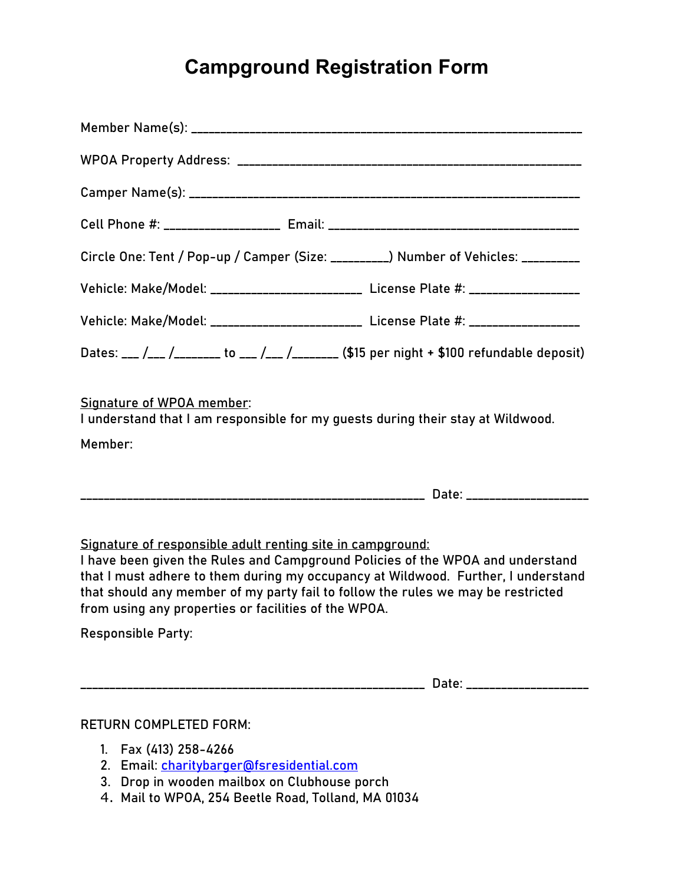# Campground Registration Form

Member Name(s): ____________________________________________________________

WPOA Property Address: ______________________________________________________

Camper Name(s): ____________________________________________________________

Cell Phone #: _________________ Email: ______________________________________

Circle One: Tent / Pop-up / Camper (Size: ________) Number of Vehicles: ________

Vehicle: Make/Model: ______________________ License Plate #: ________________

Vehicle: Make/Model: ______________________ License Plate #: ________________

Dates: ___ /___ /_______ to ___ /___ /_______ ($15 per night + $100 refundable deposit)

<u>Signature of WPOA member</u>:
I understand that I am responsible for my guests during their stay at Wildwood.

Member:

_____________________________________________________ Date: __________________

<u>Signature of responsible adult renting site in campground:</u>
I have been given the Rules and Campground Policies of the WPOA and understand that I must adhere to them during my occupancy at Wildwood. Further, I understand that should any member of my party fail to follow the rules we may be restricted from using any properties or facilities of the WPOA.

Responsible Party:

_____________________________________________________ Date: __________________

RETURN COMPLETED FORM:

1. Fax (413) 258-4266
2. Email: charitybarger@fsresidential.com
3. Drop in wooden mailbox on Clubhouse porch
4. Mail to WPOA, 254 Beetle Road, Tolland, MA 01034